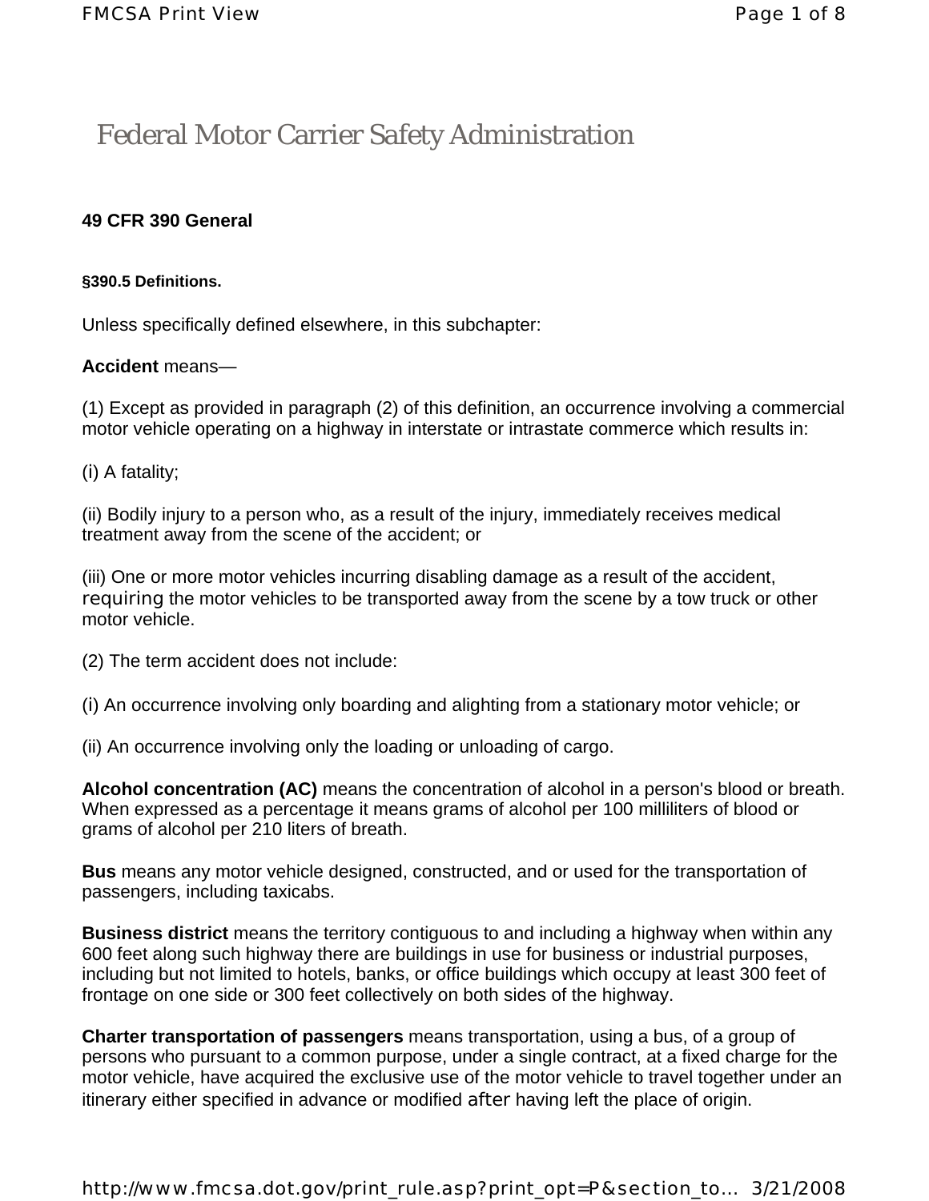# Federal Motor Carrier Safety Administration

## 49 CFR 390 General

### §390.5 Definitions.

Unless specifically defined elsewhere, in this subchapter:

**Accident** means—

(1) Except as provided in paragraph (2) of this definition, an occurrence involving a commercial motor vehicle operating on a highway in interstate or intrastate commerce which results in:

(i) A fatality;

(ii) Bodily injury to a person who, as a result of the injury, immediately receives medical treatment away from the scene of the accident; or

(iii) One or more motor vehicles incurring disabling damage as a result of the accident, requiring the motor vehicles to be transported away from the scene by a tow truck or other motor vehicle.

(2) The term accident does not include:

(i) An occurrence involving only boarding and alighting from a stationary motor vehicle; or

(ii) An occurrence involving only the loading or unloading of cargo.

**Alcohol concentration (AC)** means the concentration of alcohol in a person's blood or breath. When expressed as a percentage it means grams of alcohol per 100 milliliters of blood or grams of alcohol per 210 liters of breath.

**Bus** means any motor vehicle designed, constructed, and or used for the transportation of passengers, including taxicabs.

**Business district** means the territory contiguous to and including a highway when within any 600 feet along such highway there are buildings in use for business or industrial purposes, including but not limited to hotels, banks, or office buildings which occupy at least 300 feet of frontage on one side or 300 feet collectively on both sides of the highway.

**Charter transportation of passengers** means transportation, using a bus, of a group of persons who pursuant to a common purpose, under a single contract, at a fixed charge for the motor vehicle, have acquired the exclusive use of the motor vehicle to travel together under an itinerary either specified in advance or modified after having left the place of origin.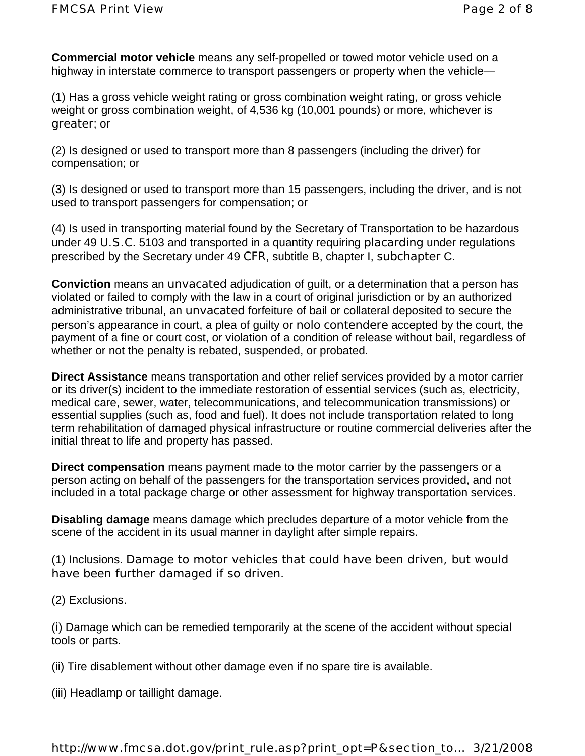**Commercial motor vehicle** means any self-propelled or towed motor vehicle used on a highway in interstate commerce to transport passengers or property when the vehicle—

(1) Has a gross vehicle weight rating or gross combination weight rating, or gross vehicle weight or gross combination weight, of 4,536 kg (10,001 pounds) or more, whichever is greater; or

(2) Is designed or used to transport more than 8 passengers (including the driver) for compensation; or

(3) Is designed or used to transport more than 15 passengers, including the driver, and is not used to transport passengers for compensation; or

(4) Is used in transporting material found by the Secretary of Transportation to be hazardous under 49 U.S.C. 5103 and transported in a quantity requiring placarding under regulations prescribed by the Secretary under 49 CFR, subtitle B, chapter I, subchapter C.

**Conviction** means an unvacated adjudication of guilt, or a determination that a person has violated or failed to comply with the law in a court of original jurisdiction or by an authorized administrative tribunal, an unvacated forfeiture of bail or collateral deposited to secure the person's appearance in court, a plea of guilty or nolo contendere accepted by the court, the payment of a fine or court cost, or violation of a condition of release without bail, regardless of whether or not the penalty is rebated, suspended, or probated.

**Direct Assistance** means transportation and other relief services provided by a motor carrier or its driver(s) incident to the immediate restoration of essential services (such as, electricity, medical care, sewer, water, telecommunications, and telecommunication transmissions) or essential supplies (such as, food and fuel). It does not include transportation related to long term rehabilitation of damaged physical infrastructure or routine commercial deliveries after the initial threat to life and property has passed.

**Direct compensation** means payment made to the motor carrier by the passengers or a person acting on behalf of the passengers for the transportation services provided, and not included in a total package charge or other assessment for highway transportation services.

**Disabling damage** means damage which precludes departure of a motor vehicle from the scene of the accident in its usual manner in daylight after simple repairs.

(1) Inclusions. Damage to motor vehicles that could have been driven, but would have been further damaged if so driven.

(2) Exclusions.

(i) Damage which can be remedied temporarily at the scene of the accident without special tools or parts.

(ii) Tire disablement without other damage even if no spare tire is available.

(iii) Headlamp or taillight damage.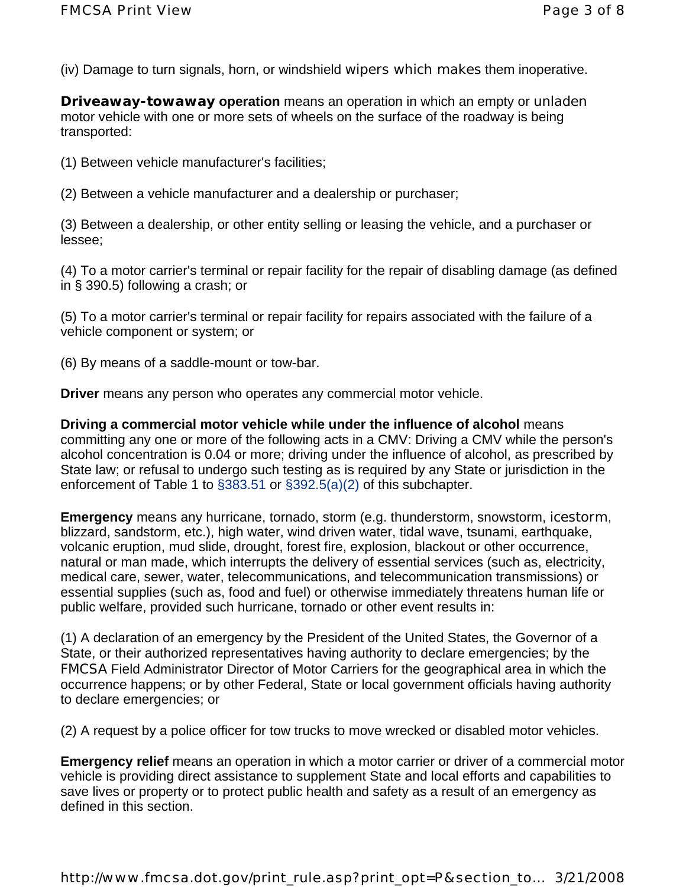(iv) Damage to turn signals, horn, or windshield wipers which makes them inoperative.

**Driveaway-towaway operation** means an operation in which an empty or unladen motor vehicle with one or more sets of wheels on the surface of the roadway is being transported:

(1) Between vehicle manufacturer's facilities;

(2) Between a vehicle manufacturer and a dealership or purchaser;

(3) Between a dealership, or other entity selling or leasing the vehicle, and a purchaser or lessee;

(4) To a motor carrier's terminal or repair facility for the repair of disabling damage (as defined in § 390.5) following a crash; or

(5) To a motor carrier's terminal or repair facility for repairs associated with the failure of a vehicle component or system; or

(6) By means of a saddle-mount or tow-bar.

**Driver** means any person who operates any commercial motor vehicle.

**Driving a commercial motor vehicle while under the influence of alcohol** means committing any one or more of the following acts in a CMV: Driving a CMV while the person's alcohol concentration is 0.04 or more; driving under the influence of alcohol, as prescribed by State law; or refusal to undergo such testing as is required by any State or jurisdiction in the enforcement of Table 1 to §383.51 or §392.5(a)(2) of this subchapter.

**Emergency** means any hurricane, tornado, storm (e.g. thunderstorm, snowstorm, icestorm, blizzard, sandstorm, etc.), high water, wind driven water, tidal wave, tsunami, earthquake, volcanic eruption, mud slide, drought, forest fire, explosion, blackout or other occurrence, natural or man made, which interrupts the delivery of essential services (such as, electricity, medical care, sewer, water, telecommunications, and telecommunication transmissions) or essential supplies (such as, food and fuel) or otherwise immediately threatens human life or public welfare, provided such hurricane, tornado or other event results in:

(1) A declaration of an emergency by the President of the United States, the Governor of a State, or their authorized representatives having authority to declare emergencies; by the FMCSA Field Administrator Director of Motor Carriers for the geographical area in which the occurrence happens; or by other Federal, State or local government officials having authority to declare emergencies; or

(2) A request by a police officer for tow trucks to move wrecked or disabled motor vehicles.

**Emergency relief** means an operation in which a motor carrier or driver of a commercial motor vehicle is providing direct assistance to supplement State and local efforts and capabilities to save lives or property or to protect public health and safety as a result of an emergency as defined in this section.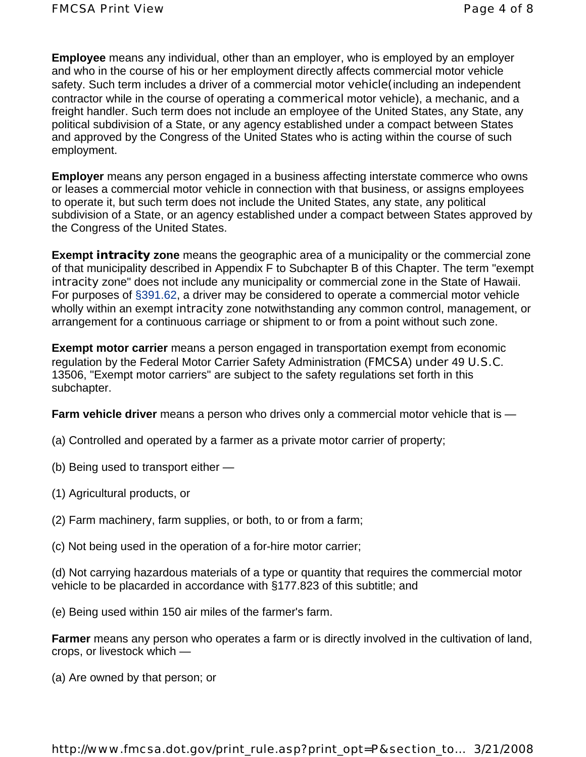**Employee** means any individual, other than an employer, who is employed by an employer and who in the course of his or her employment directly affects commercial motor vehicle safety. Such term includes a driver of a commercial motor vehicle(including an independent contractor while in the course of operating a commerical motor vehicle), a mechanic, and a freight handler. Such term does not include an employee of the United States, any State, any political subdivision of a State, or any agency established under a compact between States and approved by the Congress of the United States who is acting within the course of such employment.

**Employer** means any person engaged in a business affecting interstate commerce who owns or leases a commercial motor vehicle in connection with that business, or assigns employees to operate it, but such term does not include the United States, any state, any political subdivision of a State, or an agency established under a compact between States approved by the Congress of the United States.

**Exempt intracity zone** means the geographic area of a municipality or the commercial zone of that municipality described in Appendix F to Subchapter B of this Chapter. The term "exempt intracity zone" does not include any municipality or commercial zone in the State of Hawaii. For purposes of §391.62, a driver may be considered to operate a commercial motor vehicle wholly within an exempt intracity zone notwithstanding any common control, management, or arrangement for a continuous carriage or shipment to or from a point without such zone.

**Exempt motor carrier** means a person engaged in transportation exempt from economic regulation by the Federal Motor Carrier Safety Administration (FMCSA) under 49 U.S.C. 13506, "Exempt motor carriers" are subject to the safety regulations set forth in this subchapter.

**Farm vehicle driver** means a person who drives only a commercial motor vehicle that is —

(a) Controlled and operated by a farmer as a private motor carrier of property;

(b) Being used to transport either —

(1) Agricultural products, or

(2) Farm machinery, farm supplies, or both, to or from a farm;

(c) Not being used in the operation of a for-hire motor carrier;

(d) Not carrying hazardous materials of a type or quantity that requires the commercial motor vehicle to be placarded in accordance with §177.823 of this subtitle; and

(e) Being used within 150 air miles of the farmer's farm.

**Farmer** means any person who operates a farm or is directly involved in the cultivation of land, crops, or livestock which —

(a) Are owned by that person; or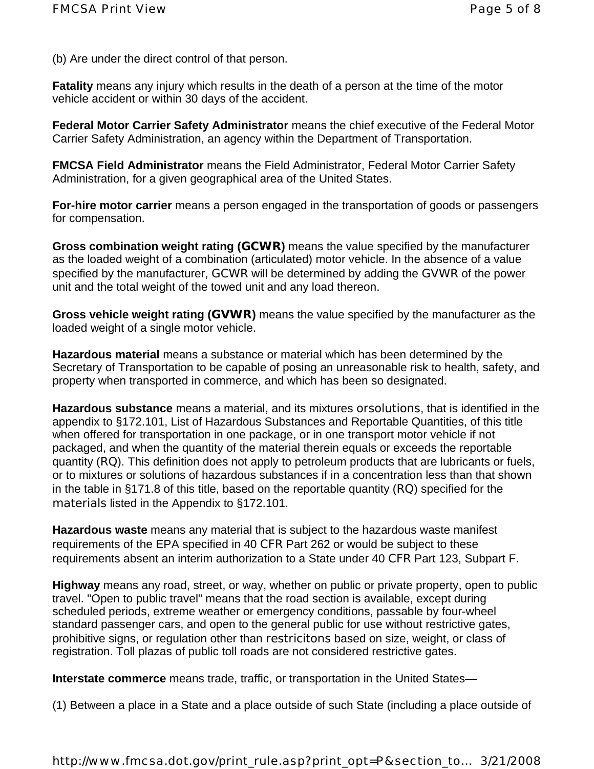(b) Are under the direct control of that person.

**Fatality** means any injury which results in the death of a person at the time of the motor vehicle accident or within 30 days of the accident.

**Federal Motor Carrier Safety Administrator** means the chief executive of the Federal Motor Carrier Safety Administration, an agency within the Department of Transportation.

**FMCSA Field Administrator** means the Field Administrator, Federal Motor Carrier Safety Administration, for a given geographical area of the United States.

**For-hire motor carrier** means a person engaged in the transportation of goods or passengers for compensation.

**Gross combination weight rating (GCWR)** means the value specified by the manufacturer as the loaded weight of a combination (articulated) motor vehicle. In the absence of a value specified by the manufacturer, GCWR will be determined by adding the GVWR of the power unit and the total weight of the towed unit and any load thereon.

**Gross vehicle weight rating (GVWR)** means the value specified by the manufacturer as the loaded weight of a single motor vehicle.

**Hazardous material** means a substance or material which has been determined by the Secretary of Transportation to be capable of posing an unreasonable risk to health, safety, and property when transported in commerce, and which has been so designated.

**Hazardous substance** means a material, and its mixtures orsolutions, that is identified in the appendix to §172.101, List of Hazardous Substances and Reportable Quantities, of this title when offered for transportation in one package, or in one transport motor vehicle if not packaged, and when the quantity of the material therein equals or exceeds the reportable quantity (RQ). This definition does not apply to petroleum products that are lubricants or fuels, or to mixtures or solutions of hazardous substances if in a concentration less than that shown in the table in §171.8 of this title, based on the reportable quantity (RQ) specified for the materials listed in the Appendix to §172.101.

**Hazardous waste** means any material that is subject to the hazardous waste manifest requirements of the EPA specified in 40 CFR Part 262 or would be subject to these requirements absent an interim authorization to a State under 40 CFR Part 123, Subpart F.

**Highway** means any road, street, or way, whether on public or private property, open to public travel. "Open to public travel" means that the road section is available, except during scheduled periods, extreme weather or emergency conditions, passable by four-wheel standard passenger cars, and open to the general public for use without restrictive gates, prohibitive signs, or regulation other than restricitons based on size, weight, or class of registration. Toll plazas of public toll roads are not considered restrictive gates.

**Interstate commerce** means trade, traffic, or transportation in the United States—

(1) Between a place in a State and a place outside of such State (including a place outside of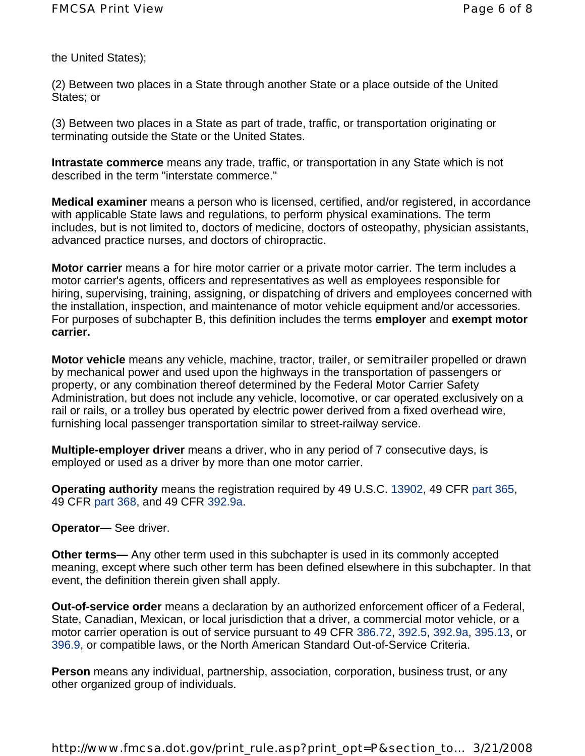the United States);

(2) Between two places in a State through another State or a place outside of the United States; or

(3) Between two places in a State as part of trade, traffic, or transportation originating or terminating outside the State or the United States.

**Intrastate commerce** means any trade, traffic, or transportation in any State which is not described in the term "interstate commerce."

**Medical examiner** means a person who is licensed, certified, and/or registered, in accordance with applicable State laws and regulations, to perform physical examinations. The term includes, but is not limited to, doctors of medicine, doctors of osteopathy, physician assistants, advanced practice nurses, and doctors of chiropractic.

**Motor carrier** means a for hire motor carrier or a private motor carrier. The term includes a motor carrier's agents, officers and representatives as well as employees responsible for hiring, supervising, training, assigning, or dispatching of drivers and employees concerned with the installation, inspection, and maintenance of motor vehicle equipment and/or accessories. For purposes of subchapter B, this definition includes the terms **employer** and **exempt motor carrier.**

**Motor vehicle** means any vehicle, machine, tractor, trailer, or semitrailer propelled or drawn by mechanical power and used upon the highways in the transportation of passengers or property, or any combination thereof determined by the Federal Motor Carrier Safety Administration, but does not include any vehicle, locomotive, or car operated exclusively on a rail or rails, or a trolley bus operated by electric power derived from a fixed overhead wire, furnishing local passenger transportation similar to street-railway service.

**Multiple-employer driver** means a driver, who in any period of 7 consecutive days, is employed or used as a driver by more than one motor carrier.

**Operating authority** means the registration required by 49 U.S.C. 13902, 49 CFR part 365, 49 CFR part 368, and 49 CFR 392.9a.

**Operator—** See driver.

**Other terms—** Any other term used in this subchapter is used in its commonly accepted meaning, except where such other term has been defined elsewhere in this subchapter. In that event, the definition therein given shall apply.

**Out-of-service order** means a declaration by an authorized enforcement officer of a Federal, State, Canadian, Mexican, or local jurisdiction that a driver, a commercial motor vehicle, or a motor carrier operation is out of service pursuant to 49 CFR 386.72, 392.5, 392.9a, 395.13, or 396.9, or compatible laws, or the North American Standard Out-of-Service Criteria.

**Person** means any individual, partnership, association, corporation, business trust, or any other organized group of individuals.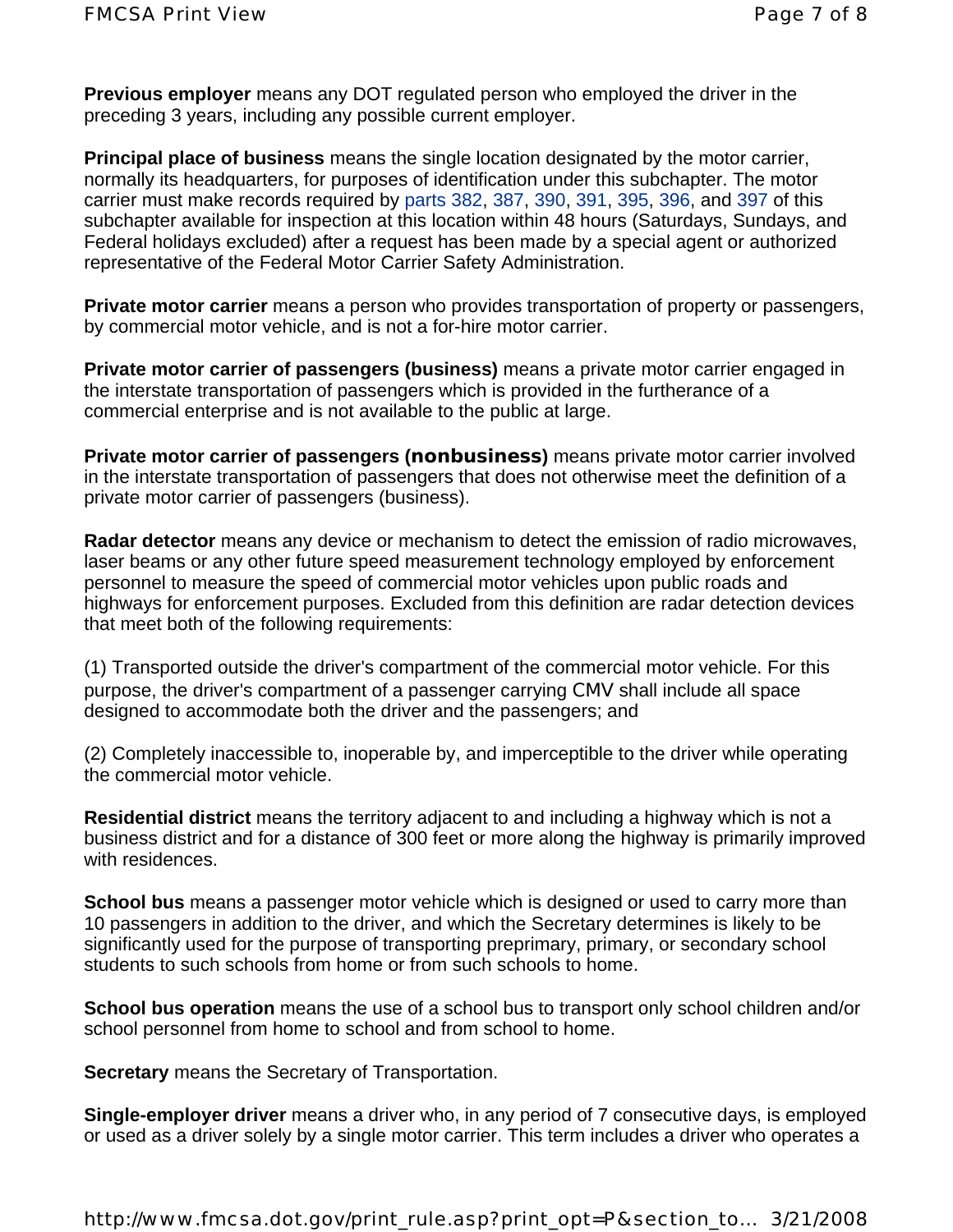**Previous employer** means any DOT regulated person who employed the driver in the preceding 3 years, including any possible current employer.

**Principal place of business** means the single location designated by the motor carrier, normally its headquarters, for purposes of identification under this subchapter. The motor carrier must make records required by parts 382, 387, 390, 391, 395, 396, and 397 of this subchapter available for inspection at this location within 48 hours (Saturdays, Sundays, and Federal holidays excluded) after a request has been made by a special agent or authorized representative of the Federal Motor Carrier Safety Administration.

**Private motor carrier** means a person who provides transportation of property or passengers, by commercial motor vehicle, and is not a for-hire motor carrier.

**Private motor carrier of passengers (business)** means a private motor carrier engaged in the interstate transportation of passengers which is provided in the furtherance of a commercial enterprise and is not available to the public at large.

**Private motor carrier of passengers (nonbusiness)** means private motor carrier involved in the interstate transportation of passengers that does not otherwise meet the definition of a private motor carrier of passengers (business).

**Radar detector** means any device or mechanism to detect the emission of radio microwaves, laser beams or any other future speed measurement technology employed by enforcement personnel to measure the speed of commercial motor vehicles upon public roads and highways for enforcement purposes. Excluded from this definition are radar detection devices that meet both of the following requirements:

(1) Transported outside the driver's compartment of the commercial motor vehicle. For this purpose, the driver's compartment of a passenger carrying CMV shall include all space designed to accommodate both the driver and the passengers; and

(2) Completely inaccessible to, inoperable by, and imperceptible to the driver while operating the commercial motor vehicle.

**Residential district** means the territory adjacent to and including a highway which is not a business district and for a distance of 300 feet or more along the highway is primarily improved with residences.

**School bus** means a passenger motor vehicle which is designed or used to carry more than 10 passengers in addition to the driver, and which the Secretary determines is likely to be significantly used for the purpose of transporting preprimary, primary, or secondary school students to such schools from home or from such schools to home.

**School bus operation** means the use of a school bus to transport only school children and/or school personnel from home to school and from school to home.

**Secretary** means the Secretary of Transportation.

**Single-employer driver** means a driver who, in any period of 7 consecutive days, is employed or used as a driver solely by a single motor carrier. This term includes a driver who operates a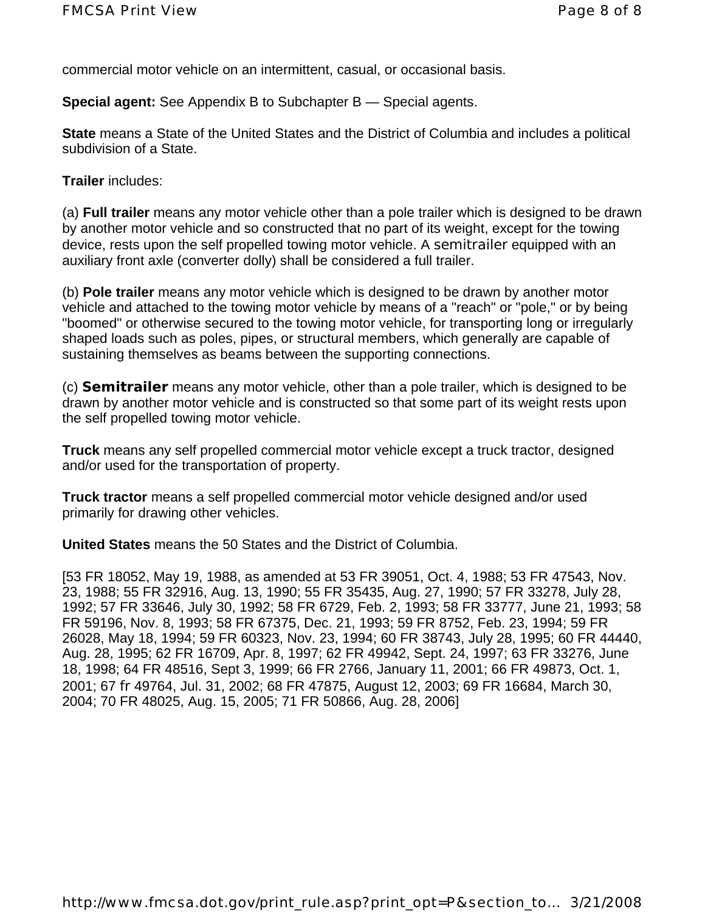commercial motor vehicle on an intermittent, casual, or occasional basis.

**Special agent:** See Appendix B to Subchapter B — Special agents.

**State** means a State of the United States and the District of Columbia and includes a political subdivision of a State.

**Trailer** includes:

(a) **Full trailer** means any motor vehicle other than a pole trailer which is designed to be drawn by another motor vehicle and so constructed that no part of its weight, except for the towing device, rests upon the self propelled towing motor vehicle. A semitrailer equipped with an auxiliary front axle (converter dolly) shall be considered a full trailer.

(b) **Pole trailer** means any motor vehicle which is designed to be drawn by another motor vehicle and attached to the towing motor vehicle by means of a "reach" or "pole," or by being "boomed" or otherwise secured to the towing motor vehicle, for transporting long or irregularly shaped loads such as poles, pipes, or structural members, which generally are capable of sustaining themselves as beams between the supporting connections.

(c) **Semitrailer** means any motor vehicle, other than a pole trailer, which is designed to be drawn by another motor vehicle and is constructed so that some part of its weight rests upon the self propelled towing motor vehicle.

**Truck** means any self propelled commercial motor vehicle except a truck tractor, designed and/or used for the transportation of property.

**Truck tractor** means a self propelled commercial motor vehicle designed and/or used primarily for drawing other vehicles.

**United States** means the 50 States and the District of Columbia.

[53 FR 18052, May 19, 1988, as amended at 53 FR 39051, Oct. 4, 1988; 53 FR 47543, Nov. 23, 1988; 55 FR 32916, Aug. 13, 1990; 55 FR 35435, Aug. 27, 1990; 57 FR 33278, July 28, 1992; 57 FR 33646, July 30, 1992; 58 FR 6729, Feb. 2, 1993; 58 FR 33777, June 21, 1993; 58 FR 59196, Nov. 8, 1993; 58 FR 67375, Dec. 21, 1993; 59 FR 8752, Feb. 23, 1994; 59 FR 26028, May 18, 1994; 59 FR 60323, Nov. 23, 1994; 60 FR 38743, July 28, 1995; 60 FR 44440, Aug. 28, 1995; 62 FR 16709, Apr. 8, 1997; 62 FR 49942, Sept. 24, 1997; 63 FR 33276, June 18, 1998; 64 FR 48516, Sept 3, 1999; 66 FR 2766, January 11, 2001; 66 FR 49873, Oct. 1, 2001; 67 fr 49764, Jul. 31, 2002; 68 FR 47875, August 12, 2003; 69 FR 16684, March 30, 2004; 70 FR 48025, Aug. 15, 2005; 71 FR 50866, Aug. 28, 2006]